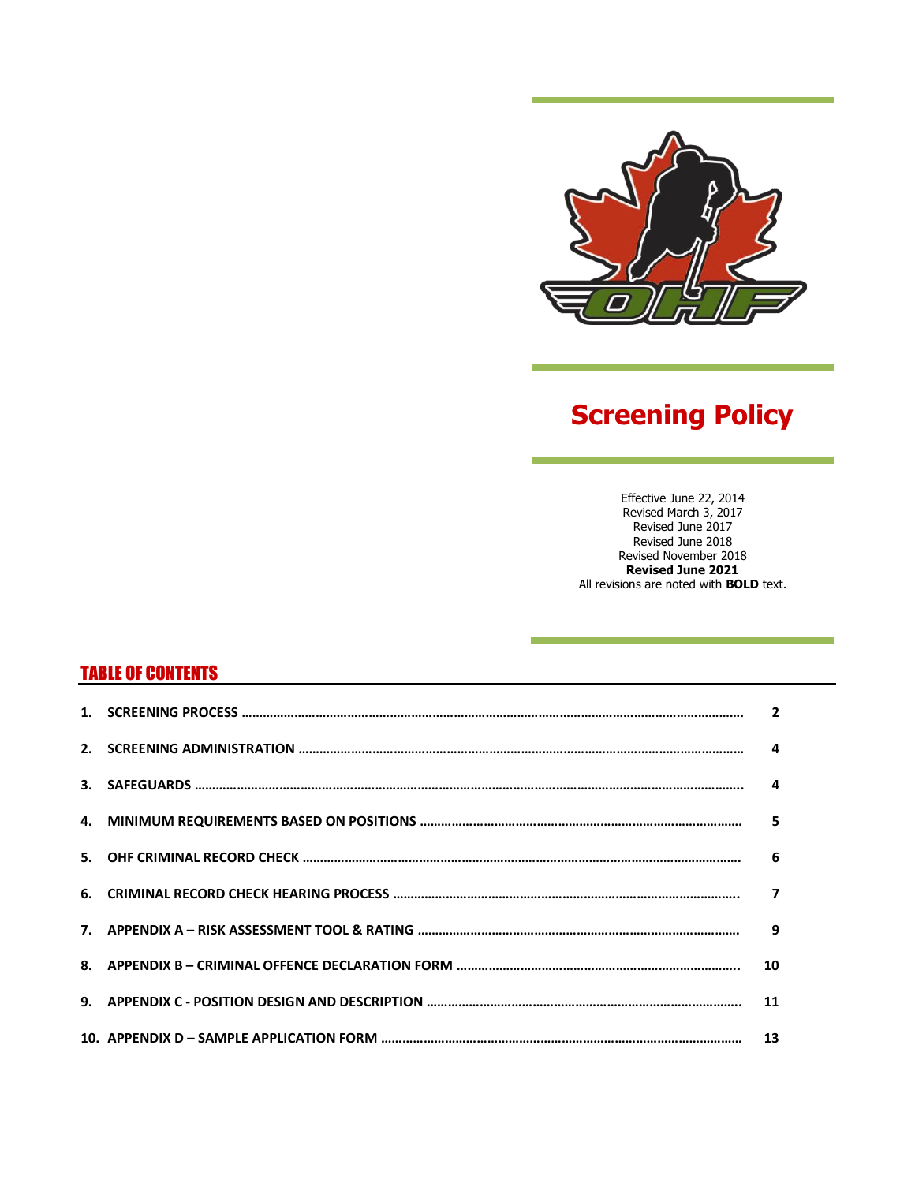# Screening Policy

Effective June 22, 2014
Revised March 3, 2017
Revised June 2017
Revised June 2018
Revised November 2018
**Revised June 2021**
All revisions are noted with **BOLD** text.

## TABLE OF CONTENTS

| | |
|---|---|
| 1. SCREENING PROCESS | 2 |
| 2. SCREENING ADMINISTRATION | 4 |
| 3. SAFEGUARDS | 4 |
| 4. MINIMUM REQUIREMENTS BASED ON POSITIONS | 5 |
| 5. OHF CRIMINAL RECORD CHECK | 6 |
| 6. CRIMINAL RECORD CHECK HEARING PROCESS | 7 |
| 7. APPENDIX A – RISK ASSESSMENT TOOL & RATING | 9 |
| 8. APPENDIX B – CRIMINAL OFFENCE DECLARATION FORM | 10 |
| 9. APPENDIX C - POSITION DESIGN AND DESCRIPTION | 11 |
| 10. APPENDIX D – SAMPLE APPLICATION FORM | 13 |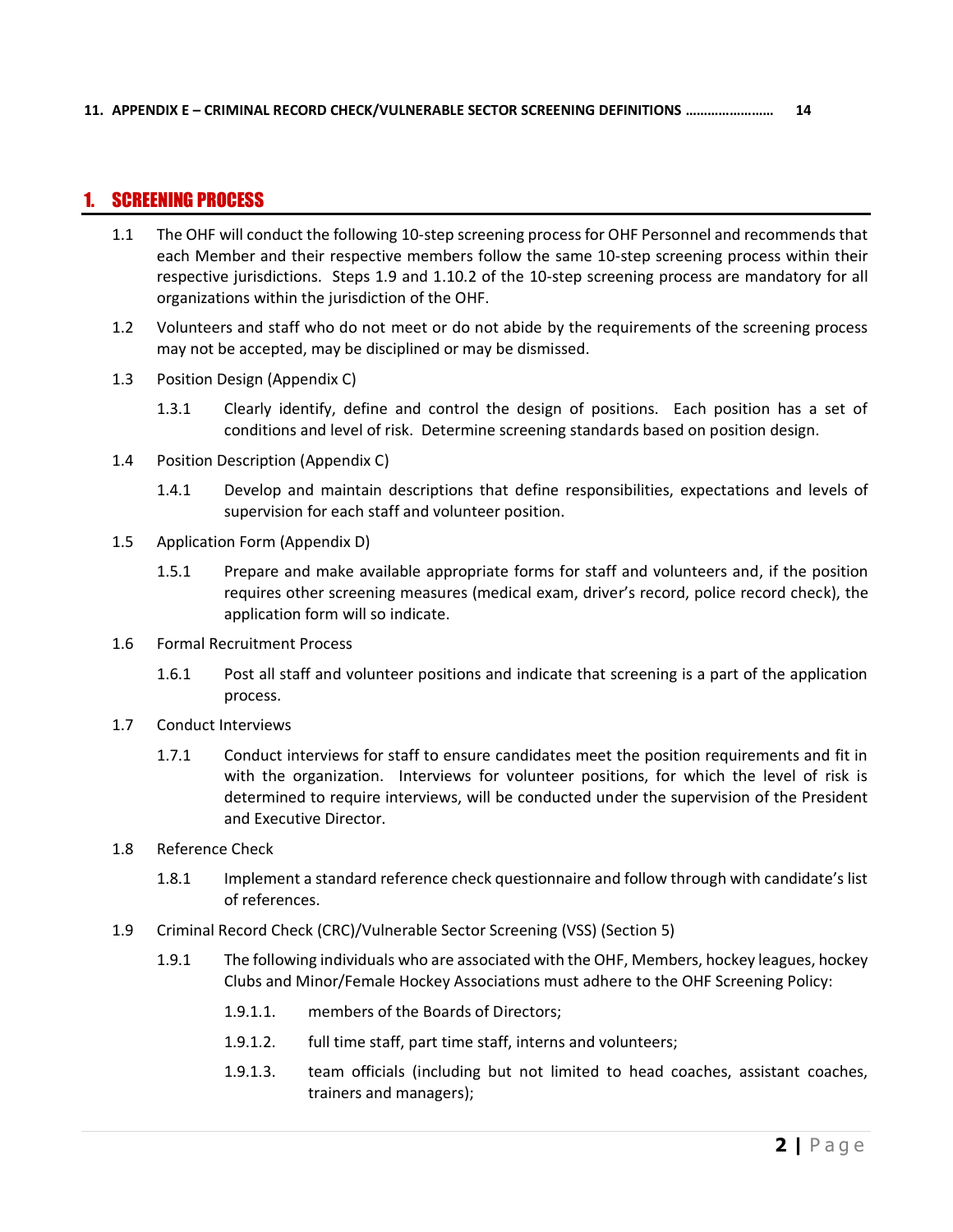11. **APPENDIX E – CRIMINAL RECORD CHECK/VULNERABLE SECTOR SCREENING DEFINITIONS …………………… 14**

# 1. SCREENING PROCESS

1.1 The OHF will conduct the following 10-step screening process for OHF Personnel and recommends that each Member and their respective members follow the same 10-step screening process within their respective jurisdictions. Steps 1.9 and 1.10.2 of the 10-step screening process are mandatory for all organizations within the jurisdiction of the OHF.

1.2 Volunteers and staff who do not meet or do not abide by the requirements of the screening process may not be accepted, may be disciplined or may be dismissed.

1.3 Position Design (Appendix C)

1.3.1 Clearly identify, define and control the design of positions. Each position has a set of conditions and level of risk. Determine screening standards based on position design.

1.4 Position Description (Appendix C)

1.4.1 Develop and maintain descriptions that define responsibilities, expectations and levels of supervision for each staff and volunteer position.

1.5 Application Form (Appendix D)

1.5.1 Prepare and make available appropriate forms for staff and volunteers and, if the position requires other screening measures (medical exam, driver's record, police record check), the application form will so indicate.

1.6 Formal Recruitment Process

1.6.1 Post all staff and volunteer positions and indicate that screening is a part of the application process.

1.7 Conduct Interviews

1.7.1 Conduct interviews for staff to ensure candidates meet the position requirements and fit in with the organization. Interviews for volunteer positions, for which the level of risk is determined to require interviews, will be conducted under the supervision of the President and Executive Director.

1.8 Reference Check

1.8.1 Implement a standard reference check questionnaire and follow through with candidate's list of references.

1.9 Criminal Record Check (CRC)/Vulnerable Sector Screening (VSS) (Section 5)

1.9.1 The following individuals who are associated with the OHF, Members, hockey leagues, hockey Clubs and Minor/Female Hockey Associations must adhere to the OHF Screening Policy:

1.9.1.1. members of the Boards of Directors;

1.9.1.2. full time staff, part time staff, interns and volunteers;

1.9.1.3. team officials (including but not limited to head coaches, assistant coaches, trainers and managers);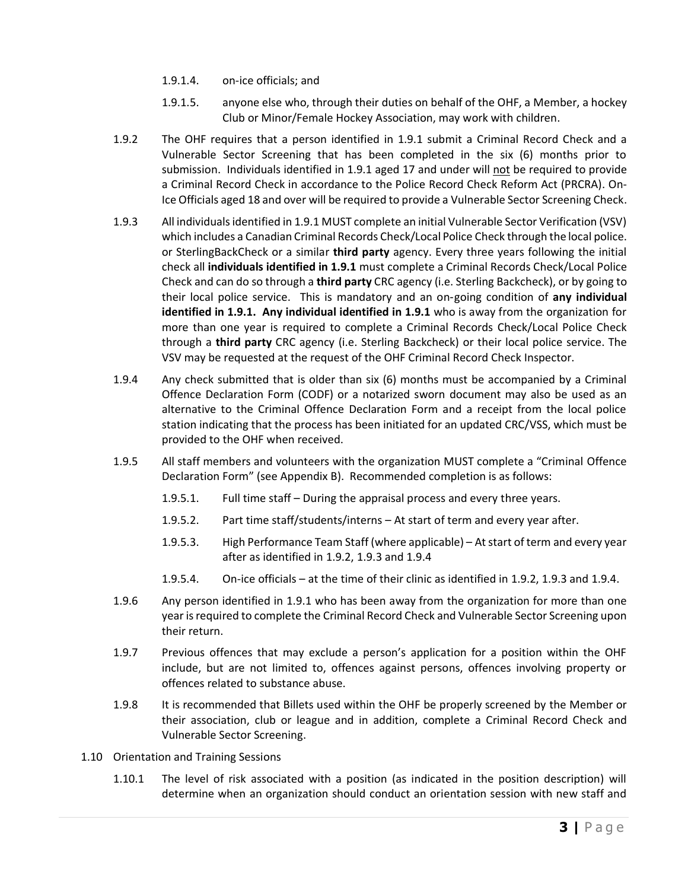1.9.1.4. on-ice officials; and

1.9.1.5. anyone else who, through their duties on behalf of the OHF, a Member, a hockey Club or Minor/Female Hockey Association, may work with children.

1.9.2 The OHF requires that a person identified in 1.9.1 submit a Criminal Record Check and a Vulnerable Sector Screening that has been completed in the six (6) months prior to submission. Individuals identified in 1.9.1 aged 17 and under will <u>not</u> be required to provide a Criminal Record Check in accordance to the Police Record Check Reform Act (PRCRA). On-Ice Officials aged 18 and over will be required to provide a Vulnerable Sector Screening Check.

1.9.3 All individuals identified in 1.9.1 MUST complete an initial Vulnerable Sector Verification (VSV) which includes a Canadian Criminal Records Check/Local Police Check through the local police. or SterlingBackCheck or a similar **third party** agency. Every three years following the initial check all **individuals identified in 1.9.1** must complete a Criminal Records Check/Local Police Check and can do so through a **third party** CRC agency (i.e. Sterling Backcheck), or by going to their local police service. This is mandatory and an on-going condition of **any individual identified in 1.9.1. Any individual identified in 1.9.1** who is away from the organization for more than one year is required to complete a Criminal Records Check/Local Police Check through a **third party** CRC agency (i.e. Sterling Backcheck) or their local police service. The VSV may be requested at the request of the OHF Criminal Record Check Inspector.

1.9.4 Any check submitted that is older than six (6) months must be accompanied by a Criminal Offence Declaration Form (CODF) or a notarized sworn document may also be used as an alternative to the Criminal Offence Declaration Form and a receipt from the local police station indicating that the process has been initiated for an updated CRC/VSS, which must be provided to the OHF when received.

1.9.5 All staff members and volunteers with the organization MUST complete a "Criminal Offence Declaration Form" (see Appendix B). Recommended completion is as follows:

1.9.5.1. Full time staff – During the appraisal process and every three years.

1.9.5.2. Part time staff/students/interns – At start of term and every year after.

1.9.5.3. High Performance Team Staff (where applicable) – At start of term and every year after as identified in 1.9.2, 1.9.3 and 1.9.4

1.9.5.4. On-ice officials – at the time of their clinic as identified in 1.9.2, 1.9.3 and 1.9.4.

1.9.6 Any person identified in 1.9.1 who has been away from the organization for more than one year is required to complete the Criminal Record Check and Vulnerable Sector Screening upon their return.

1.9.7 Previous offences that may exclude a person's application for a position within the OHF include, but are not limited to, offences against persons, offences involving property or offences related to substance abuse.

1.9.8 It is recommended that Billets used within the OHF be properly screened by the Member or their association, club or league and in addition, complete a Criminal Record Check and Vulnerable Sector Screening.

1.10 Orientation and Training Sessions

1.10.1 The level of risk associated with a position (as indicated in the position description) will determine when an organization should conduct an orientation session with new staff and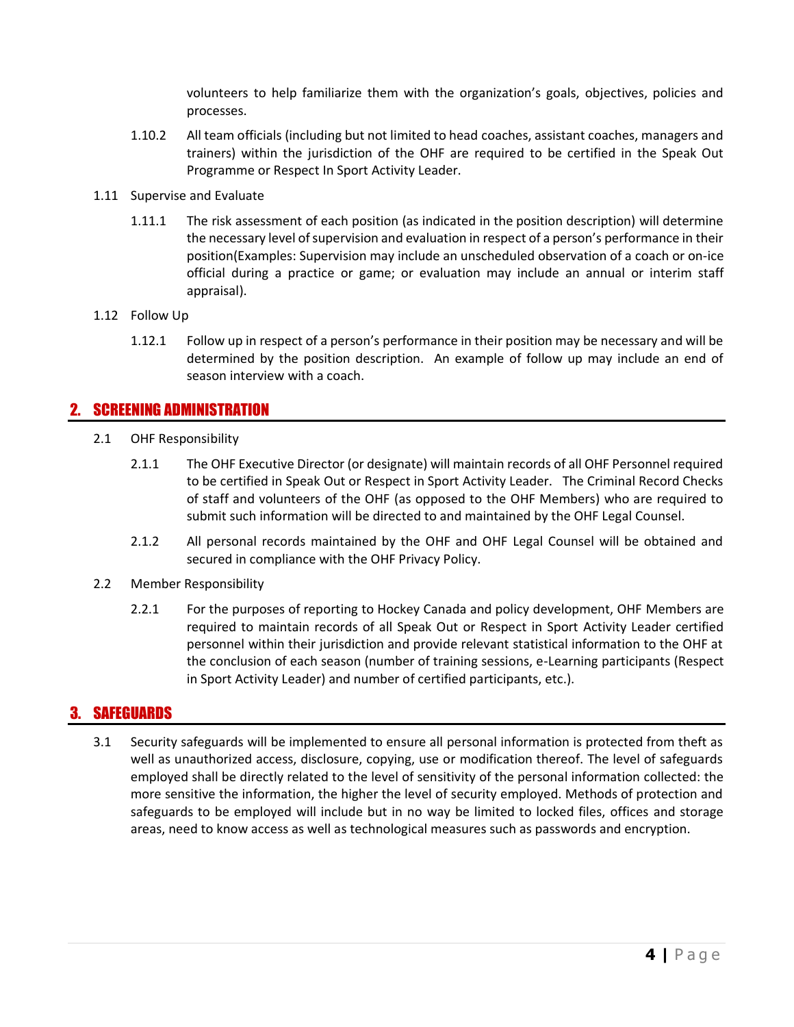volunteers to help familiarize them with the organization's goals, objectives, policies and processes.

1.10.2 All team officials (including but not limited to head coaches, assistant coaches, managers and trainers) within the jurisdiction of the OHF are required to be certified in the Speak Out Programme or Respect In Sport Activity Leader.

1.11 Supervise and Evaluate

1.11.1 The risk assessment of each position (as indicated in the position description) will determine the necessary level of supervision and evaluation in respect of a person's performance in their position(Examples: Supervision may include an unscheduled observation of a coach or on-ice official during a practice or game; or evaluation may include an annual or interim staff appraisal).

1.12 Follow Up

1.12.1 Follow up in respect of a person's performance in their position may be necessary and will be determined by the position description. An example of follow up may include an end of season interview with a coach.

## 2. SCREENING ADMINISTRATION

2.1 OHF Responsibility

2.1.1 The OHF Executive Director (or designate) will maintain records of all OHF Personnel required to be certified in Speak Out or Respect in Sport Activity Leader. The Criminal Record Checks of staff and volunteers of the OHF (as opposed to the OHF Members) who are required to submit such information will be directed to and maintained by the OHF Legal Counsel.

2.1.2 All personal records maintained by the OHF and OHF Legal Counsel will be obtained and secured in compliance with the OHF Privacy Policy.

2.2 Member Responsibility

2.2.1 For the purposes of reporting to Hockey Canada and policy development, OHF Members are required to maintain records of all Speak Out or Respect in Sport Activity Leader certified personnel within their jurisdiction and provide relevant statistical information to the OHF at the conclusion of each season (number of training sessions, e-Learning participants (Respect in Sport Activity Leader) and number of certified participants, etc.).

## 3. SAFEGUARDS

3.1 Security safeguards will be implemented to ensure all personal information is protected from theft as well as unauthorized access, disclosure, copying, use or modification thereof. The level of safeguards employed shall be directly related to the level of sensitivity of the personal information collected: the more sensitive the information, the higher the level of security employed. Methods of protection and safeguards to be employed will include but in no way be limited to locked files, offices and storage areas, need to know access as well as technological measures such as passwords and encryption.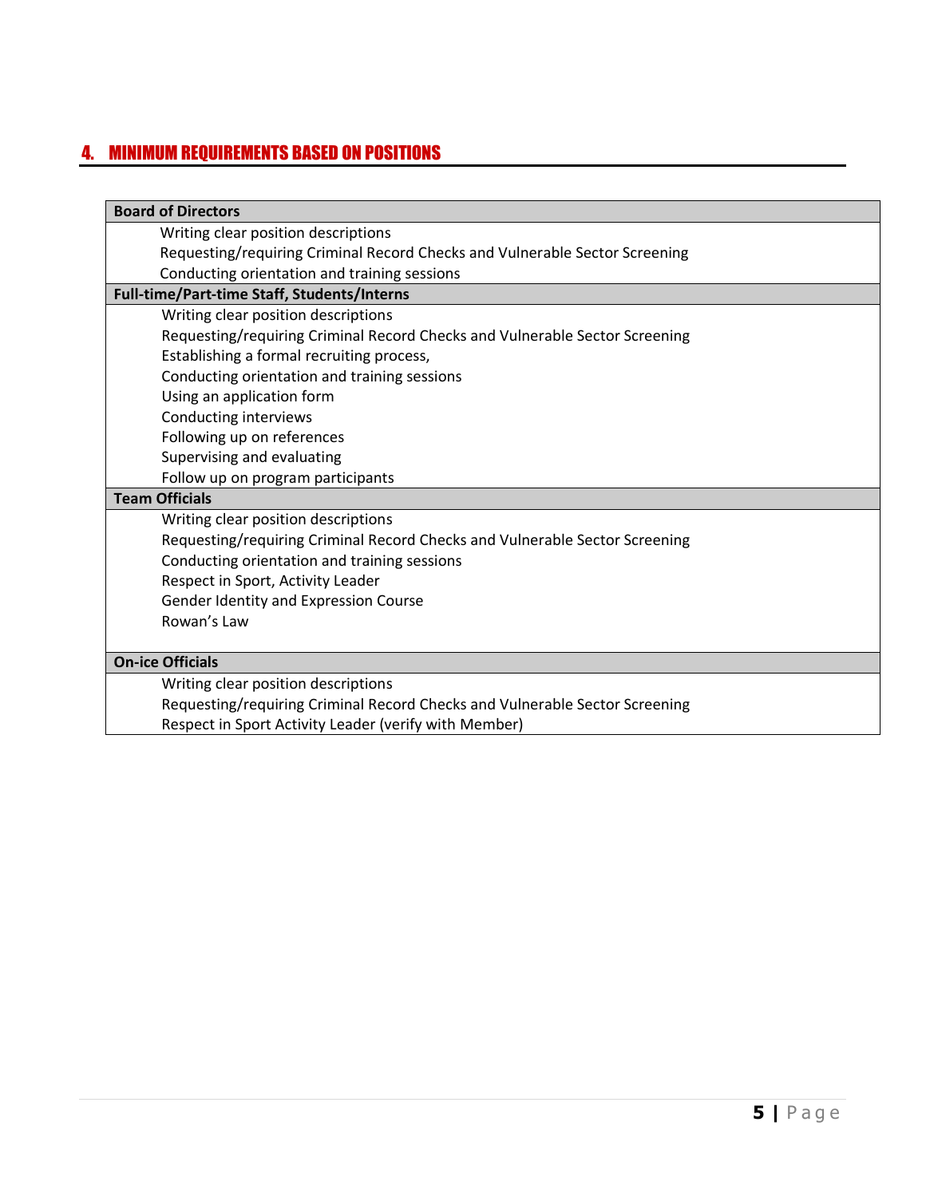## 4. MINIMUM REQUIREMENTS BASED ON POSITIONS

| **Board of Directors** |
|---|
| Writing clear position descriptions<br>Requesting/requiring Criminal Record Checks and Vulnerable Sector Screening<br>Conducting orientation and training sessions |
| **Full-time/Part-time Staff, Students/Interns** |
| Writing clear position descriptions<br>Requesting/requiring Criminal Record Checks and Vulnerable Sector Screening<br>Establishing a formal recruiting process,<br>Conducting orientation and training sessions<br>Using an application form<br>Conducting interviews<br>Following up on references<br>Supervising and evaluating<br>Follow up on program participants |
| **Team Officials** |
| Writing clear position descriptions<br>Requesting/requiring Criminal Record Checks and Vulnerable Sector Screening<br>Conducting orientation and training sessions<br>Respect in Sport, Activity Leader<br>Gender Identity and Expression Course<br>Rowan's Law |
| **On-ice Officials** |
| Writing clear position descriptions<br>Requesting/requiring Criminal Record Checks and Vulnerable Sector Screening<br>Respect in Sport Activity Leader (verify with Member) |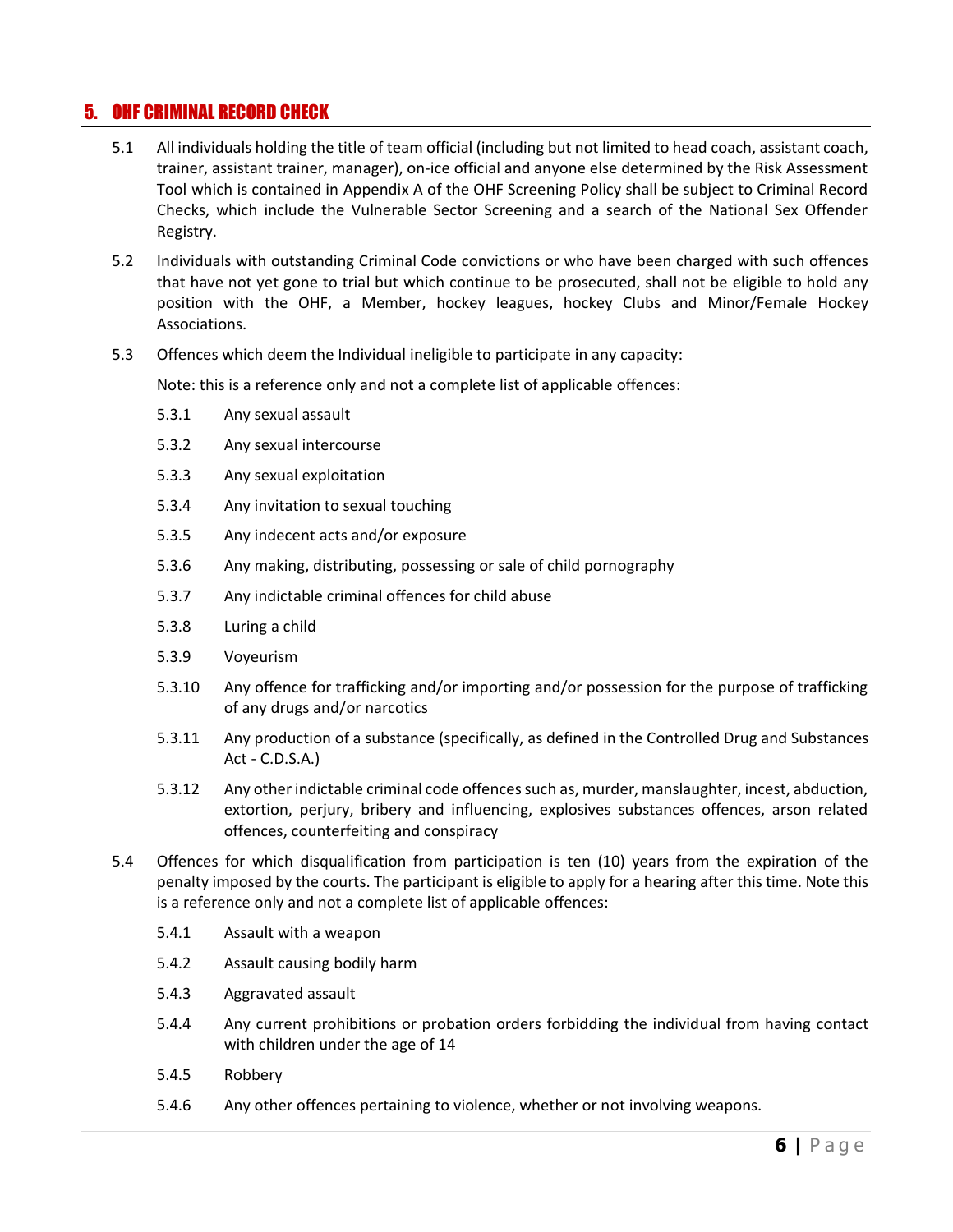## 5. OHF CRIMINAL RECORD CHECK

5.1 All individuals holding the title of team official (including but not limited to head coach, assistant coach, trainer, assistant trainer, manager), on-ice official and anyone else determined by the Risk Assessment Tool which is contained in Appendix A of the OHF Screening Policy shall be subject to Criminal Record Checks, which include the Vulnerable Sector Screening and a search of the National Sex Offender Registry.

5.2 Individuals with outstanding Criminal Code convictions or who have been charged with such offences that have not yet gone to trial but which continue to be prosecuted, shall not be eligible to hold any position with the OHF, a Member, hockey leagues, hockey Clubs and Minor/Female Hockey Associations.

5.3 Offences which deem the Individual ineligible to participate in any capacity:

Note: this is a reference only and not a complete list of applicable offences:

5.3.1 Any sexual assault

5.3.2 Any sexual intercourse

5.3.3 Any sexual exploitation

5.3.4 Any invitation to sexual touching

5.3.5 Any indecent acts and/or exposure

5.3.6 Any making, distributing, possessing or sale of child pornography

5.3.7 Any indictable criminal offences for child abuse

5.3.8 Luring a child

5.3.9 Voyeurism

5.3.10 Any offence for trafficking and/or importing and/or possession for the purpose of trafficking of any drugs and/or narcotics

5.3.11 Any production of a substance (specifically, as defined in the Controlled Drug and Substances Act - C.D.S.A.)

5.3.12 Any other indictable criminal code offences such as, murder, manslaughter, incest, abduction, extortion, perjury, bribery and influencing, explosives substances offences, arson related offences, counterfeiting and conspiracy

5.4 Offences for which disqualification from participation is ten (10) years from the expiration of the penalty imposed by the courts. The participant is eligible to apply for a hearing after this time. Note this is a reference only and not a complete list of applicable offences:

5.4.1 Assault with a weapon

5.4.2 Assault causing bodily harm

5.4.3 Aggravated assault

5.4.4 Any current prohibitions or probation orders forbidding the individual from having contact with children under the age of 14

5.4.5 Robbery

5.4.6 Any other offences pertaining to violence, whether or not involving weapons.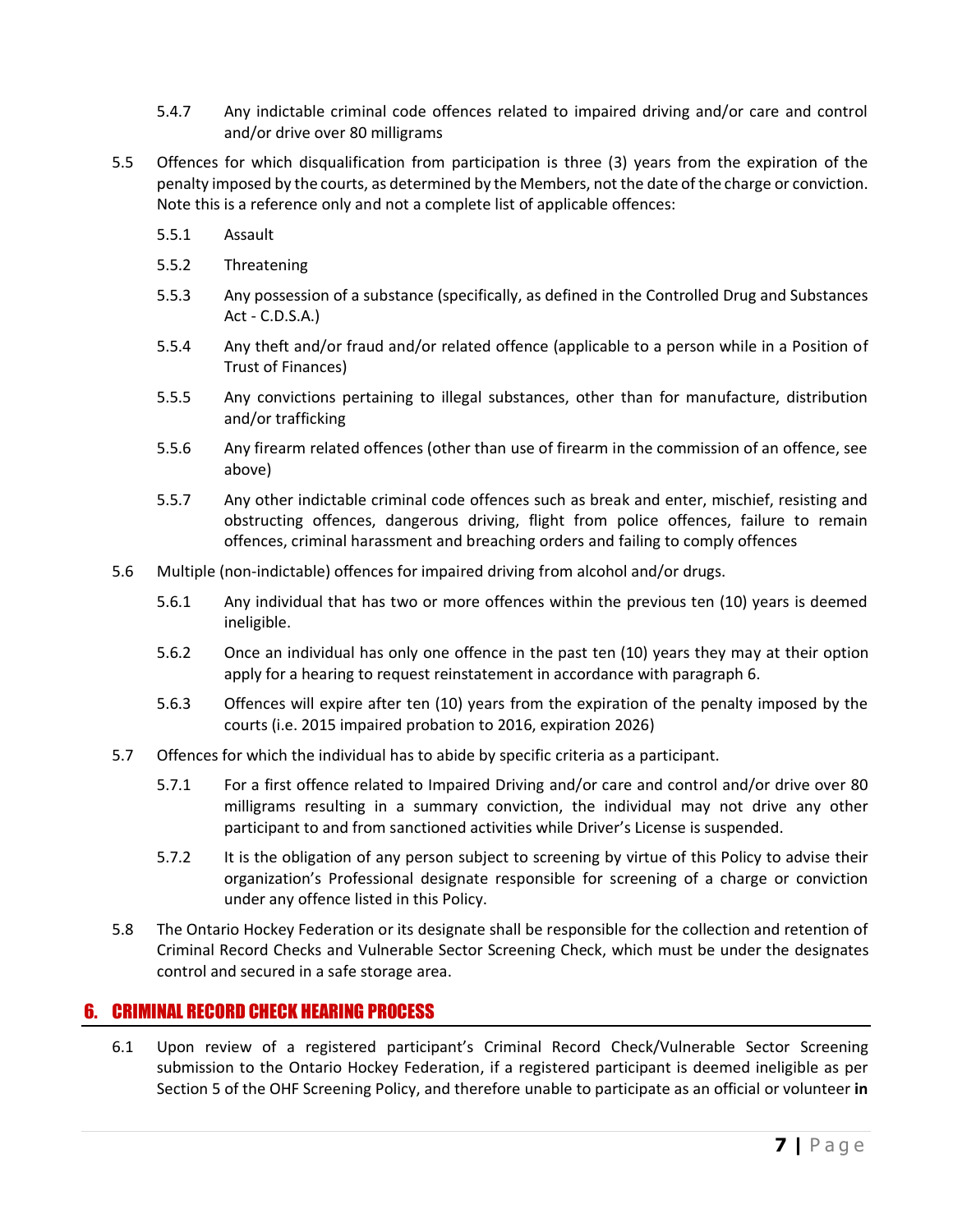5.4.7 Any indictable criminal code offences related to impaired driving and/or care and control and/or drive over 80 milligrams

5.5 Offences for which disqualification from participation is three (3) years from the expiration of the penalty imposed by the courts, as determined by the Members, not the date of the charge or conviction. Note this is a reference only and not a complete list of applicable offences:

5.5.1 Assault

5.5.2 Threatening

5.5.3 Any possession of a substance (specifically, as defined in the Controlled Drug and Substances Act - C.D.S.A.)

5.5.4 Any theft and/or fraud and/or related offence (applicable to a person while in a Position of Trust of Finances)

5.5.5 Any convictions pertaining to illegal substances, other than for manufacture, distribution and/or trafficking

5.5.6 Any firearm related offences (other than use of firearm in the commission of an offence, see above)

5.5.7 Any other indictable criminal code offences such as break and enter, mischief, resisting and obstructing offences, dangerous driving, flight from police offences, failure to remain offences, criminal harassment and breaching orders and failing to comply offences

5.6 Multiple (non-indictable) offences for impaired driving from alcohol and/or drugs.

5.6.1 Any individual that has two or more offences within the previous ten (10) years is deemed ineligible.

5.6.2 Once an individual has only one offence in the past ten (10) years they may at their option apply for a hearing to request reinstatement in accordance with paragraph 6.

5.6.3 Offences will expire after ten (10) years from the expiration of the penalty imposed by the courts (i.e. 2015 impaired probation to 2016, expiration 2026)

5.7 Offences for which the individual has to abide by specific criteria as a participant.

5.7.1 For a first offence related to Impaired Driving and/or care and control and/or drive over 80 milligrams resulting in a summary conviction, the individual may not drive any other participant to and from sanctioned activities while Driver's License is suspended.

5.7.2 It is the obligation of any person subject to screening by virtue of this Policy to advise their organization's Professional designate responsible for screening of a charge or conviction under any offence listed in this Policy.

5.8 The Ontario Hockey Federation or its designate shall be responsible for the collection and retention of Criminal Record Checks and Vulnerable Sector Screening Check, which must be under the designates control and secured in a safe storage area.

## 6. CRIMINAL RECORD CHECK HEARING PROCESS

6.1 Upon review of a registered participant's Criminal Record Check/Vulnerable Sector Screening submission to the Ontario Hockey Federation, if a registered participant is deemed ineligible as per Section 5 of the OHF Screening Policy, and therefore unable to participate as an official or volunteer **in**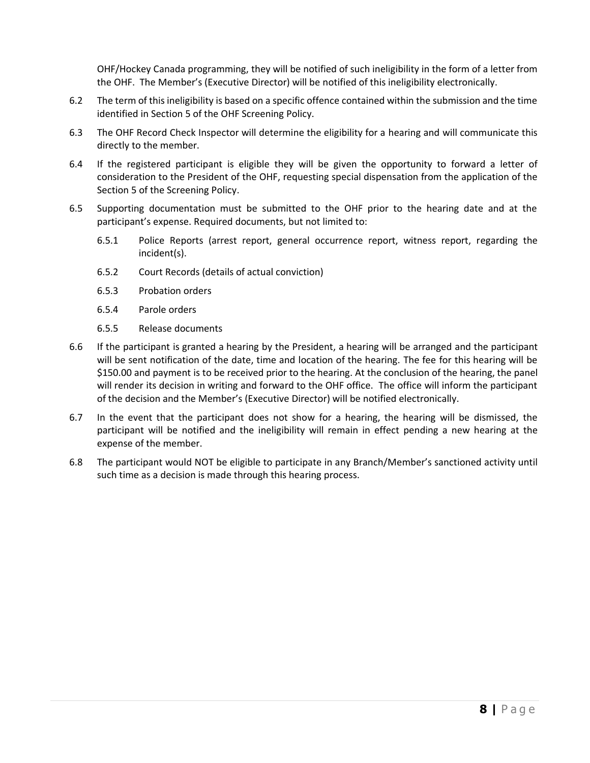OHF/Hockey Canada programming, they will be notified of such ineligibility in the form of a letter from the OHF. The Member's (Executive Director) will be notified of this ineligibility electronically.

6.2 The term of this ineligibility is based on a specific offence contained within the submission and the time identified in Section 5 of the OHF Screening Policy.

6.3 The OHF Record Check Inspector will determine the eligibility for a hearing and will communicate this directly to the member.

6.4 If the registered participant is eligible they will be given the opportunity to forward a letter of consideration to the President of the OHF, requesting special dispensation from the application of the Section 5 of the Screening Policy.

6.5 Supporting documentation must be submitted to the OHF prior to the hearing date and at the participant's expense. Required documents, but not limited to:

- 6.5.1 Police Reports (arrest report, general occurrence report, witness report, regarding the incident(s).
- 6.5.2 Court Records (details of actual conviction)
- 6.5.3 Probation orders
- 6.5.4 Parole orders
- 6.5.5 Release documents

6.6 If the participant is granted a hearing by the President, a hearing will be arranged and the participant will be sent notification of the date, time and location of the hearing. The fee for this hearing will be $150.00 and payment is to be received prior to the hearing. At the conclusion of the hearing, the panel will render its decision in writing and forward to the OHF office. The office will inform the participant of the decision and the Member's (Executive Director) will be notified electronically.

6.7 In the event that the participant does not show for a hearing, the hearing will be dismissed, the participant will be notified and the ineligibility will remain in effect pending a new hearing at the expense of the member.

6.8 The participant would NOT be eligible to participate in any Branch/Member's sanctioned activity until such time as a decision is made through this hearing process.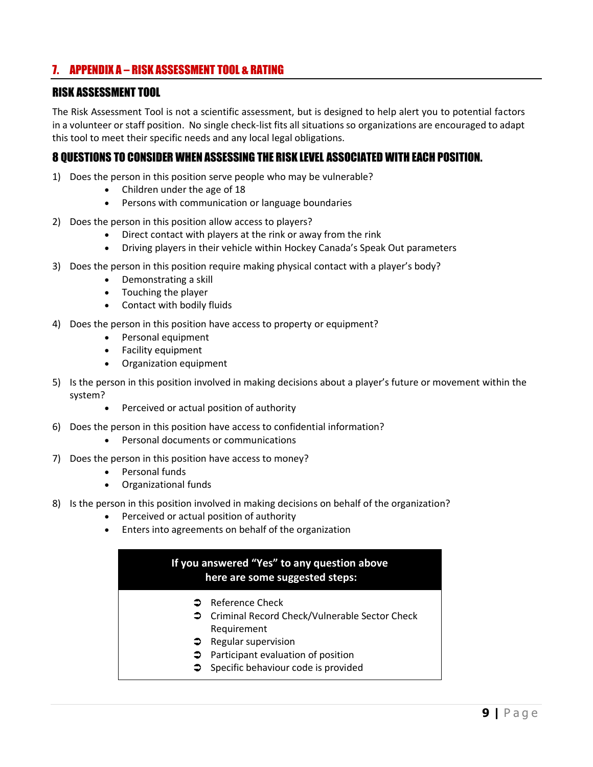## 7. APPENDIX A – RISK ASSESSMENT TOOL & RATING

### RISK ASSESSMENT TOOL

The Risk Assessment Tool is not a scientific assessment, but is designed to help alert you to potential factors in a volunteer or staff position. No single check-list fits all situations so organizations are encouraged to adapt this tool to meet their specific needs and any local legal obligations.

### 8 QUESTIONS TO CONSIDER WHEN ASSESSING THE RISK LEVEL ASSOCIATED WITH EACH POSITION.

1) Does the person in this position serve people who may be vulnerable?
   - Children under the age of 18
   - Persons with communication or language boundaries
2) Does the person in this position allow access to players?
   - Direct contact with players at the rink or away from the rink
   - Driving players in their vehicle within Hockey Canada's Speak Out parameters
3) Does the person in this position require making physical contact with a player's body?
   - Demonstrating a skill
   - Touching the player
   - Contact with bodily fluids
4) Does the person in this position have access to property or equipment?
   - Personal equipment
   - Facility equipment
   - Organization equipment
5) Is the person in this position involved in making decisions about a player's future or movement within the system?
   - Perceived or actual position of authority
6) Does the person in this position have access to confidential information?
   - Personal documents or communications
7) Does the person in this position have access to money?
   - Personal funds
   - Organizational funds
8) Is the person in this position involved in making decisions on behalf of the organization?
   - Perceived or actual position of authority
   - Enters into agreements on behalf of the organization

**If you answered "Yes" to any question above here are some suggested steps:**

- Reference Check
- Criminal Record Check/Vulnerable Sector Check Requirement
- Regular supervision
- Participant evaluation of position
- Specific behaviour code is provided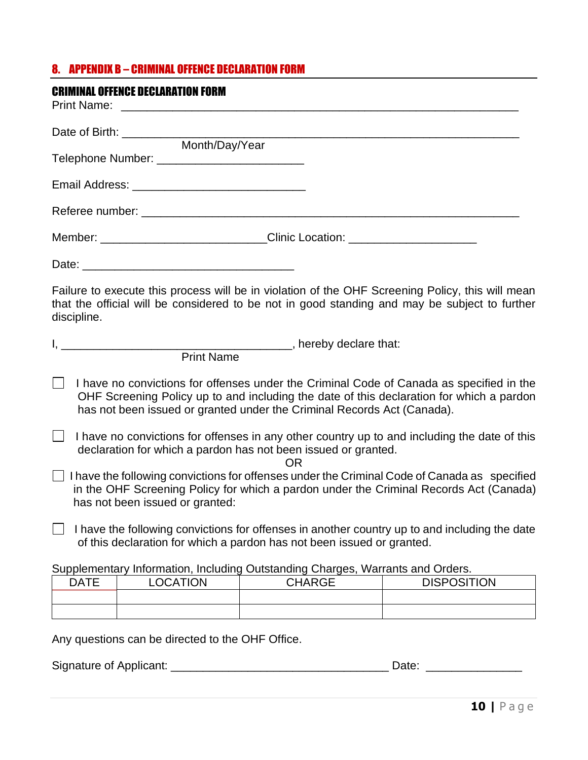## 8. APPENDIX B – CRIMINAL OFFENCE DECLARATION FORM

### CRIMINAL OFFENCE DECLARATION FORM

Print Name: ____________________________________________________________

Date of Birth: __________________________________________________________
Month/Day/Year

Telephone Number: ______________________

Email Address: __________________________

Referee number: ________________________________________________________

Member: _________________________Clinic Location: ___________________

Date: ________________________________

Failure to execute this process will be in violation of the OHF Screening Policy, this will mean that the official will be considered to be not in good standing and may be subject to further discipline.

I, ___________________________________, hereby declare that:
Print Name

☐ I have no convictions for offenses under the Criminal Code of Canada as specified in the OHF Screening Policy up to and including the date of this declaration for which a pardon has not been issued or granted under the Criminal Records Act (Canada).

☐ I have no convictions for offenses in any other country up to and including the date of this declaration for which a pardon has not been issued or granted.

OR

☐ I have the following convictions for offenses under the Criminal Code of Canada as specified in the OHF Screening Policy for which a pardon under the Criminal Records Act (Canada) has not been issued or granted:

☐ I have the following convictions for offenses in another country up to and including the date of this declaration for which a pardon has not been issued or granted.

Supplementary Information, Including Outstanding Charges, Warrants and Orders.

| DATE | LOCATION | CHARGE | DISPOSITION |
|---|---|---|---|
| | | | |
| | | | |

Any questions can be directed to the OHF Office.

Signature of Applicant: _________________________________ Date: ______________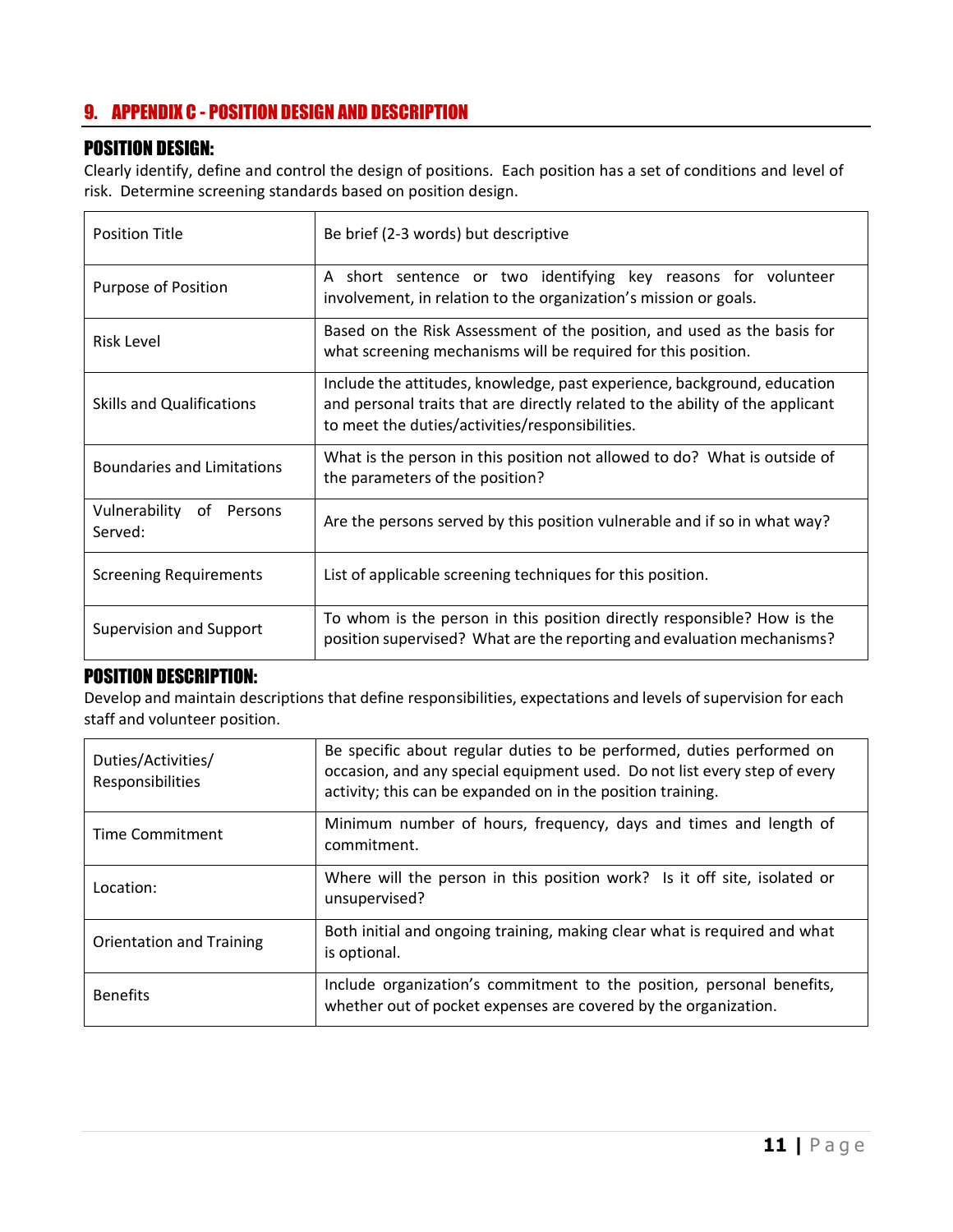## 9. APPENDIX C - POSITION DESIGN AND DESCRIPTION

### POSITION DESIGN:

Clearly identify, define and control the design of positions. Each position has a set of conditions and level of risk. Determine screening standards based on position design.

| | |
|---|---|
| Position Title | Be brief (2-3 words) but descriptive |
| Purpose of Position | A short sentence or two identifying key reasons for volunteer involvement, in relation to the organization's mission or goals. |
| Risk Level | Based on the Risk Assessment of the position, and used as the basis for what screening mechanisms will be required for this position. |
| Skills and Qualifications | Include the attitudes, knowledge, past experience, background, education and personal traits that are directly related to the ability of the applicant to meet the duties/activities/responsibilities. |
| Boundaries and Limitations | What is the person in this position not allowed to do? What is outside of the parameters of the position? |
| Vulnerability of Persons Served: | Are the persons served by this position vulnerable and if so in what way? |
| Screening Requirements | List of applicable screening techniques for this position. |
| Supervision and Support | To whom is the person in this position directly responsible? How is the position supervised? What are the reporting and evaluation mechanisms? |

### POSITION DESCRIPTION:

Develop and maintain descriptions that define responsibilities, expectations and levels of supervision for each staff and volunteer position.

| | |
|---|---|
| Duties/Activities/ Responsibilities | Be specific about regular duties to be performed, duties performed on occasion, and any special equipment used. Do not list every step of every activity; this can be expanded on in the position training. |
| Time Commitment | Minimum number of hours, frequency, days and times and length of commitment. |
| Location: | Where will the person in this position work? Is it off site, isolated or unsupervised? |
| Orientation and Training | Both initial and ongoing training, making clear what is required and what is optional. |
| Benefits | Include organization's commitment to the position, personal benefits, whether out of pocket expenses are covered by the organization. |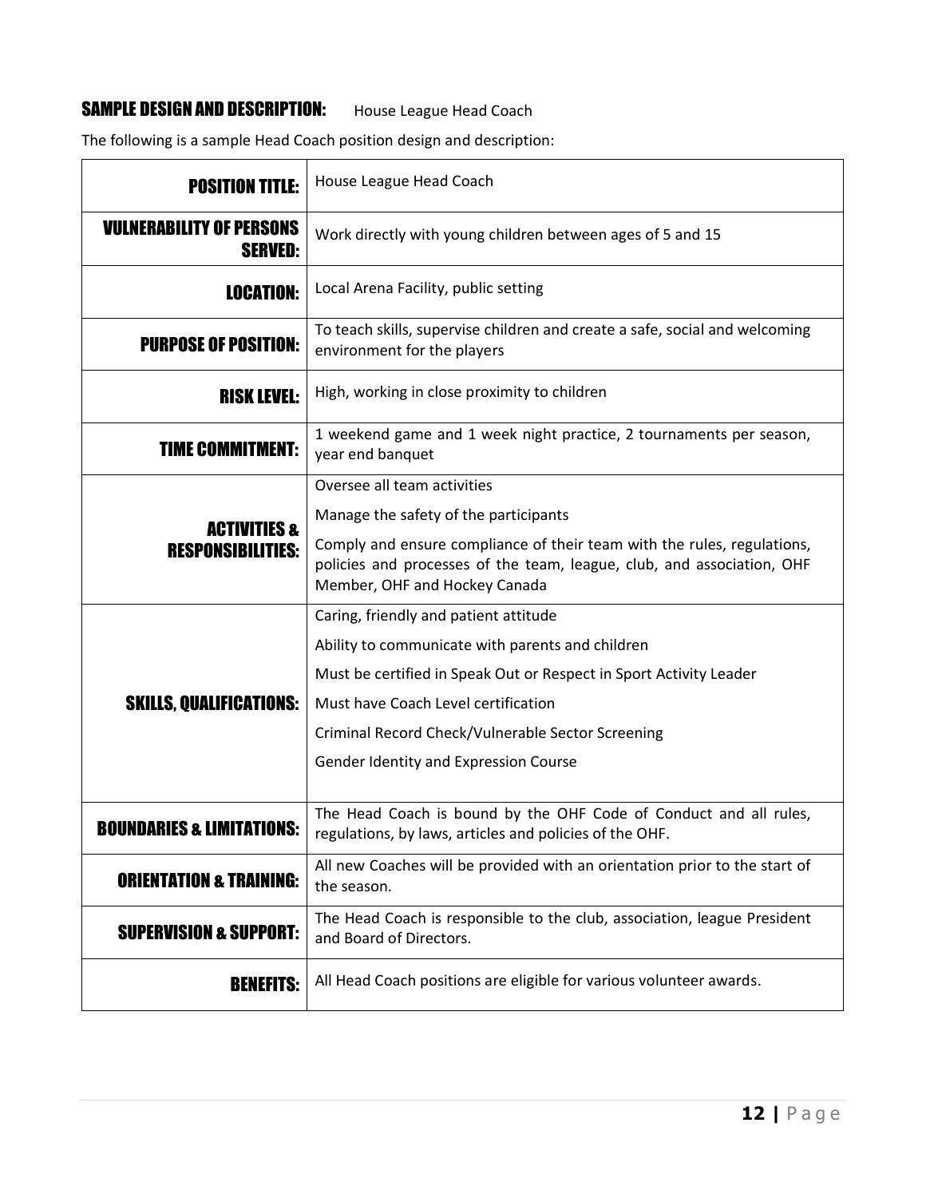## SAMPLE DESIGN AND DESCRIPTION: House League Head Coach

The following is a sample Head Coach position design and description:

| | |
|---|---|
| **POSITION TITLE:** | House League Head Coach |
| **VULNERABILITY OF PERSONS SERVED:** | Work directly with young children between ages of 5 and 15 |
| **LOCATION:** | Local Arena Facility, public setting |
| **PURPOSE OF POSITION:** | To teach skills, supervise children and create a safe, social and welcoming environment for the players |
| **RISK LEVEL:** | High, working in close proximity to children |
| **TIME COMMITMENT:** | 1 weekend game and 1 week night practice, 2 tournaments per season, year end banquet |
| **ACTIVITIES & RESPONSIBILITIES:** | Oversee all team activities<br>Manage the safety of the participants<br>Comply and ensure compliance of their team with the rules, regulations, policies and processes of the team, league, club, and association, OHF Member, OHF and Hockey Canada |
| **SKILLS, QUALIFICATIONS:** | Caring, friendly and patient attitude<br>Ability to communicate with parents and children<br>Must be certified in Speak Out or Respect in Sport Activity Leader<br>Must have Coach Level certification<br>Criminal Record Check/Vulnerable Sector Screening<br>Gender Identity and Expression Course |
| **BOUNDARIES & LIMITATIONS:** | The Head Coach is bound by the OHF Code of Conduct and all rules, regulations, by laws, articles and policies of the OHF. |
| **ORIENTATION & TRAINING:** | All new Coaches will be provided with an orientation prior to the start of the season. |
| **SUPERVISION & SUPPORT:** | The Head Coach is responsible to the club, association, league President and Board of Directors. |
| **BENEFITS:** | All Head Coach positions are eligible for various volunteer awards. |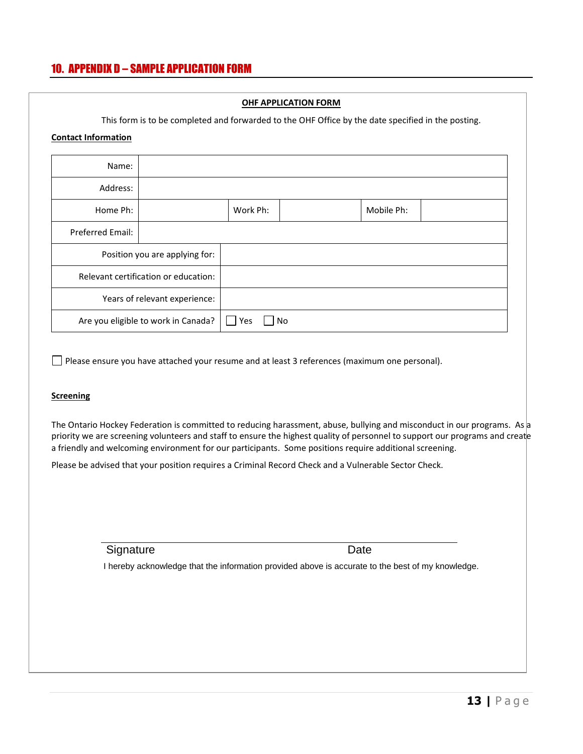## 10. APPENDIX D – SAMPLE APPLICATION FORM

**OHF APPLICATION FORM**

This form is to be completed and forwarded to the OHF Office by the date specified in the posting.

**Contact Information**

| | | | | | |
|---|---|---|---|---|---|
| Name: | | | | | |
| Address: | | | | | |
| Home Ph: | | Work Ph: | | Mobile Ph: | |
| Preferred Email: | | | | | |
| Position you are applying for: | | | | | |
| Relevant certification or education: | | | | | |
| Years of relevant experience: | | | | | |
| Are you eligible to work in Canada? | ☐ Yes ☐ No | | | | |

☐ Please ensure you have attached your resume and at least 3 references (maximum one personal).

**Screening**

The Ontario Hockey Federation is committed to reducing harassment, abuse, bullying and misconduct in our programs. As a priority we are screening volunteers and staff to ensure the highest quality of personnel to support our programs and create a friendly and welcoming environment for our participants. Some positions require additional screening.

Please be advised that your position requires a Criminal Record Check and a Vulnerable Sector Check.

\_\_\_\_\_\_\_\_\_\_\_\_\_\_\_\_\_\_\_\_\_\_\_\_\_\_\_\_\_\_\_\_\_\_\_\_\_\_\_\_\_\_\_\_\_\_\_\_

Signature                                                  Date

I hereby acknowledge that the information provided above is accurate to the best of my knowledge.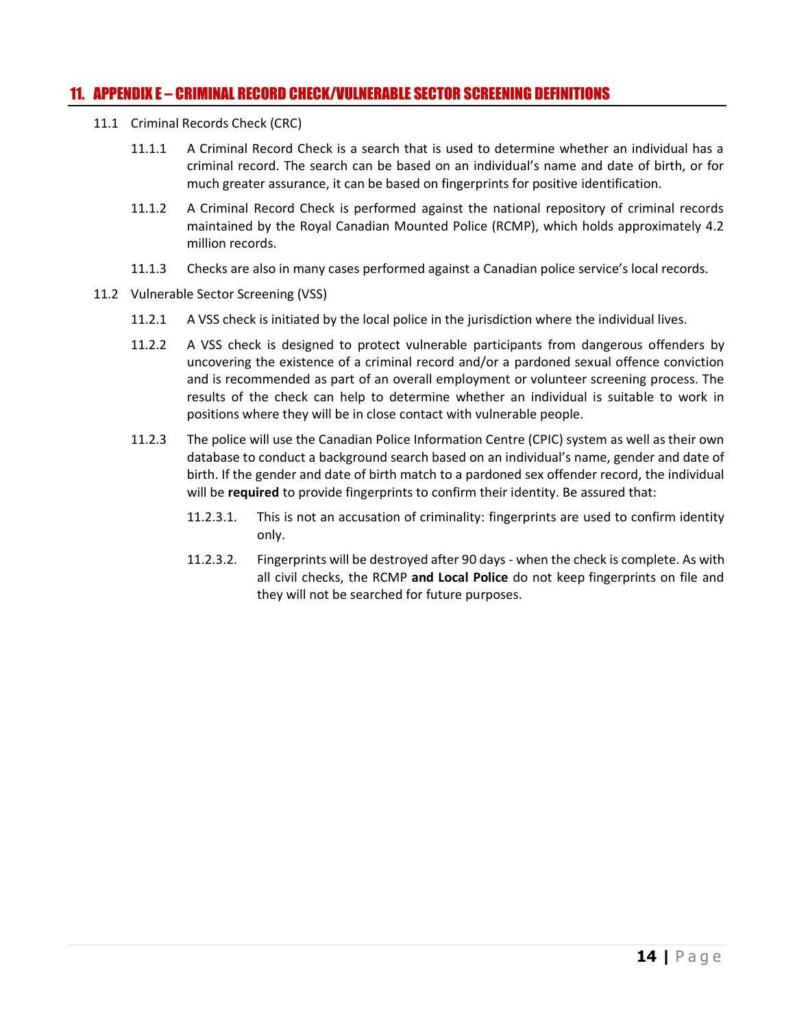## 11. APPENDIX E – CRIMINAL RECORD CHECK/VULNERABLE SECTOR SCREENING DEFINITIONS

11.1 Criminal Records Check (CRC)

11.1.1 A Criminal Record Check is a search that is used to determine whether an individual has a criminal record. The search can be based on an individual's name and date of birth, or for much greater assurance, it can be based on fingerprints for positive identification.

11.1.2 A Criminal Record Check is performed against the national repository of criminal records maintained by the Royal Canadian Mounted Police (RCMP), which holds approximately 4.2 million records.

11.1.3 Checks are also in many cases performed against a Canadian police service's local records.

11.2 Vulnerable Sector Screening (VSS)

11.2.1 A VSS check is initiated by the local police in the jurisdiction where the individual lives.

11.2.2 A VSS check is designed to protect vulnerable participants from dangerous offenders by uncovering the existence of a criminal record and/or a pardoned sexual offence conviction and is recommended as part of an overall employment or volunteer screening process. The results of the check can help to determine whether an individual is suitable to work in positions where they will be in close contact with vulnerable people.

11.2.3 The police will use the Canadian Police Information Centre (CPIC) system as well as their own database to conduct a background search based on an individual's name, gender and date of birth. If the gender and date of birth match to a pardoned sex offender record, the individual will be **required** to provide fingerprints to confirm their identity. Be assured that:

11.2.3.1. This is not an accusation of criminality: fingerprints are used to confirm identity only.

11.2.3.2. Fingerprints will be destroyed after 90 days - when the check is complete. As with all civil checks, the RCMP **and Local Police** do not keep fingerprints on file and they will not be searched for future purposes.